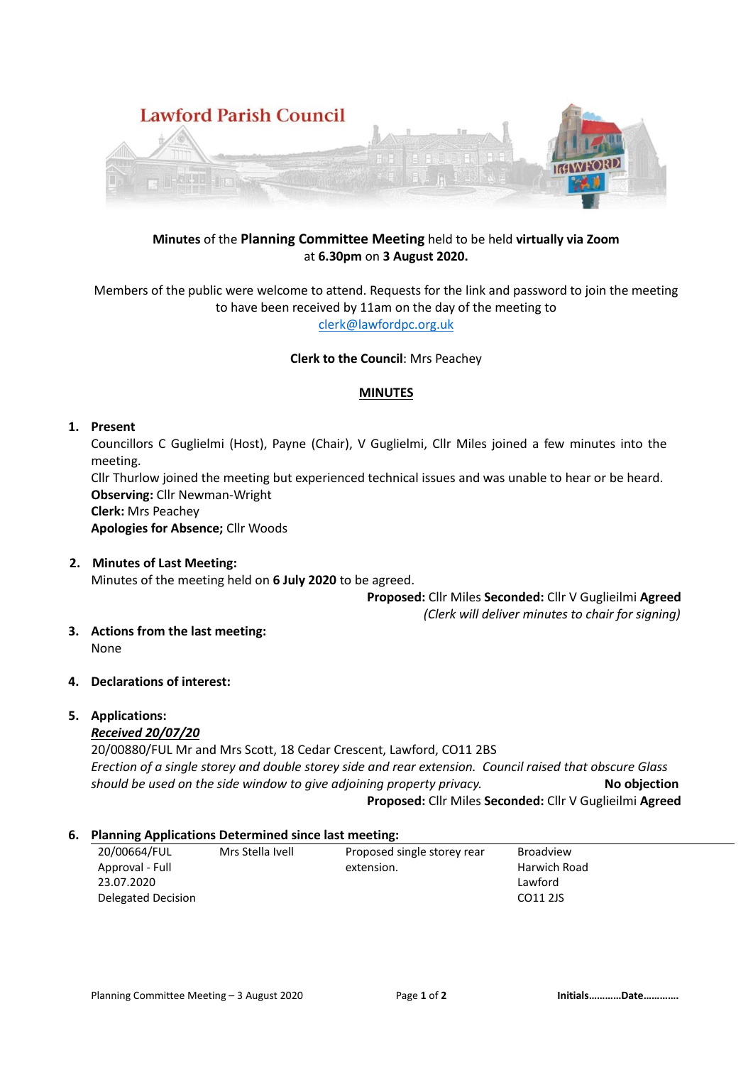Lawford Parish Council

**Minutes** of the **Planning Committee Meeting** held to be held **virtually via Zoom** at **6.30pm** on **3 August 2020.**

Members of the public were welcome to attend. Requests for the link and password to join the meeting to have been received by 11am on the day of the meeting to clerk@lawfordpc.org.uk

**Clerk to the Council**: Mrs Peachey

## MINUTES

**1. Present**

Councillors C Guglielmi (Host), Payne (Chair), V Guglielmi, Cllr Miles joined a few minutes into the meeting.

Cllr Thurlow joined the meeting but experienced technical issues and was unable to hear or be heard.

**Observing:** Cllr Newman-Wright

**Clerk:** Mrs Peachey

**Apologies for Absence;** Cllr Woods

**2. Minutes of Last Meeting:**

Minutes of the meeting held on **6 July 2020** to be agreed.

**Proposed:** Cllr Miles **Seconded:** Cllr V Guglieilmi **Agreed**

*(Clerk will deliver minutes to chair for signing)*

**3. Actions from the last meeting:**

None

**4. Declarations of interest:**

**5. Applications:**

***Received 20/07/20***

20/00880/FUL Mr and Mrs Scott, 18 Cedar Crescent, Lawford, CO11 2BS

*Erection of a single storey and double storey side and rear extension. Council raised that obscure Glass should be used on the side window to give adjoining property privacy.* **No objection**

**Proposed:** Cllr Miles **Seconded:** Cllr V Guglieilmi **Agreed**

**6. Planning Applications Determined since last meeting:**

| | | | |
|---|---|---|---|
| 20/00664/FUL<br>Approval - Full<br>23.07.2020<br>Delegated Decision | Mrs Stella Ivell | Proposed single storey rear extension. | Broadview<br>Harwich Road<br>Lawford<br>CO11 2JS |

Initials…………Date………….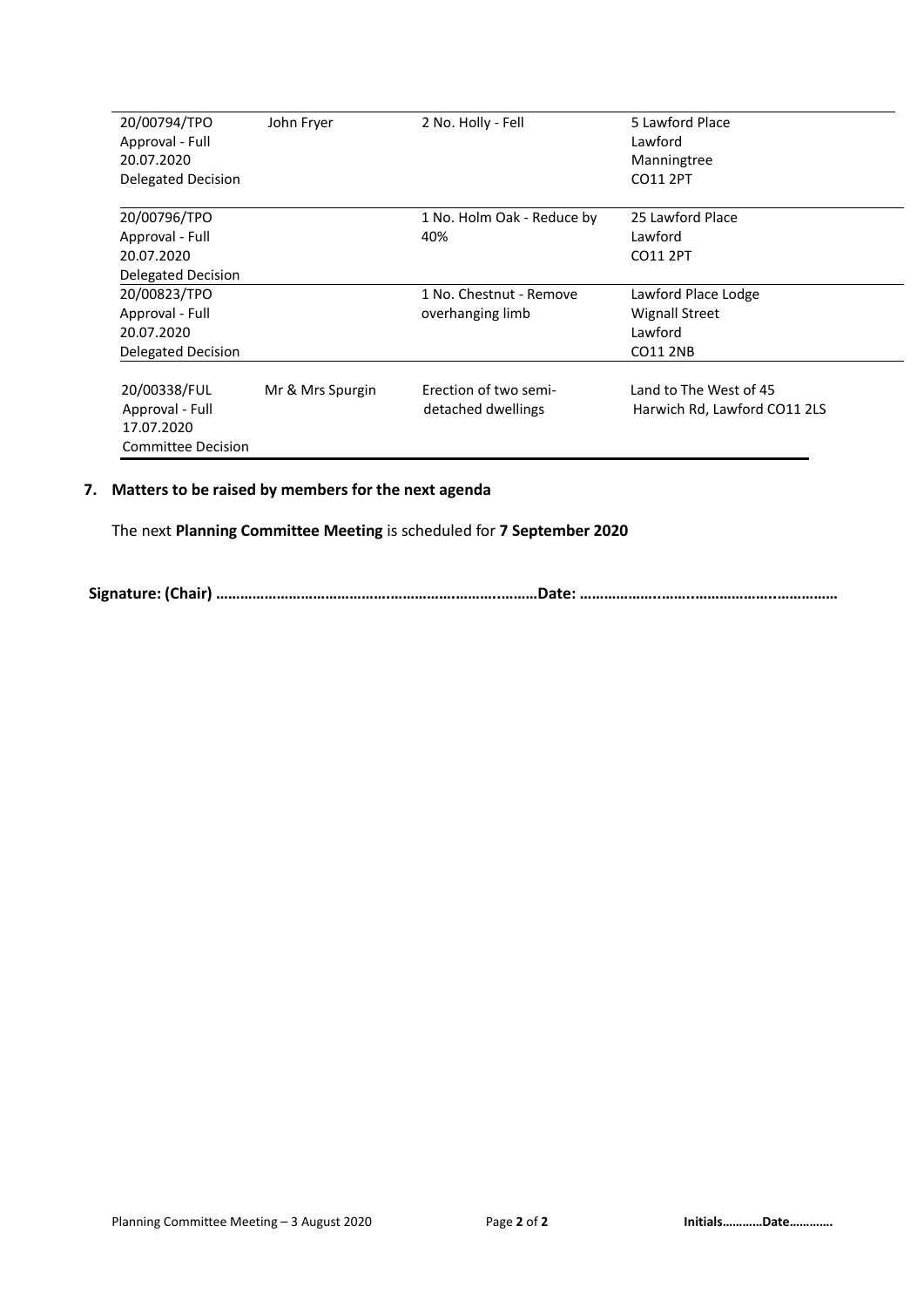| | | | |
|---|---|---|---|
| 20/00794/TPO<br>Approval - Full<br>20.07.2020<br>Delegated Decision | John Fryer | 2 No. Holly - Fell | 5 Lawford Place<br>Lawford<br>Manningtree<br>CO11 2PT |
| 20/00796/TPO<br>Approval - Full<br>20.07.2020<br>Delegated Decision | | 1 No. Holm Oak - Reduce by 40% | 25 Lawford Place<br>Lawford<br>CO11 2PT |
| 20/00823/TPO<br>Approval - Full<br>20.07.2020<br>Delegated Decision | | 1 No. Chestnut - Remove overhanging limb | Lawford Place Lodge<br>Wignall Street<br>Lawford<br>CO11 2NB |
| 20/00338/FUL<br>Approval - Full<br>17.07.2020<br>Committee Decision | Mr & Mrs Spurgin | Erection of two semi-detached dwellings | Land to The West of 45<br>Harwich Rd, Lawford CO11 2LS |

## 7. Matters to be raised by members for the next agenda

The next **Planning Committee Meeting** is scheduled for **7 September 2020**

**Signature: (Chair) ……………………………………………………………………Date: ………………………………………………**

Planning Committee Meeting – 3 August 2020 **Initials…………Date………….**